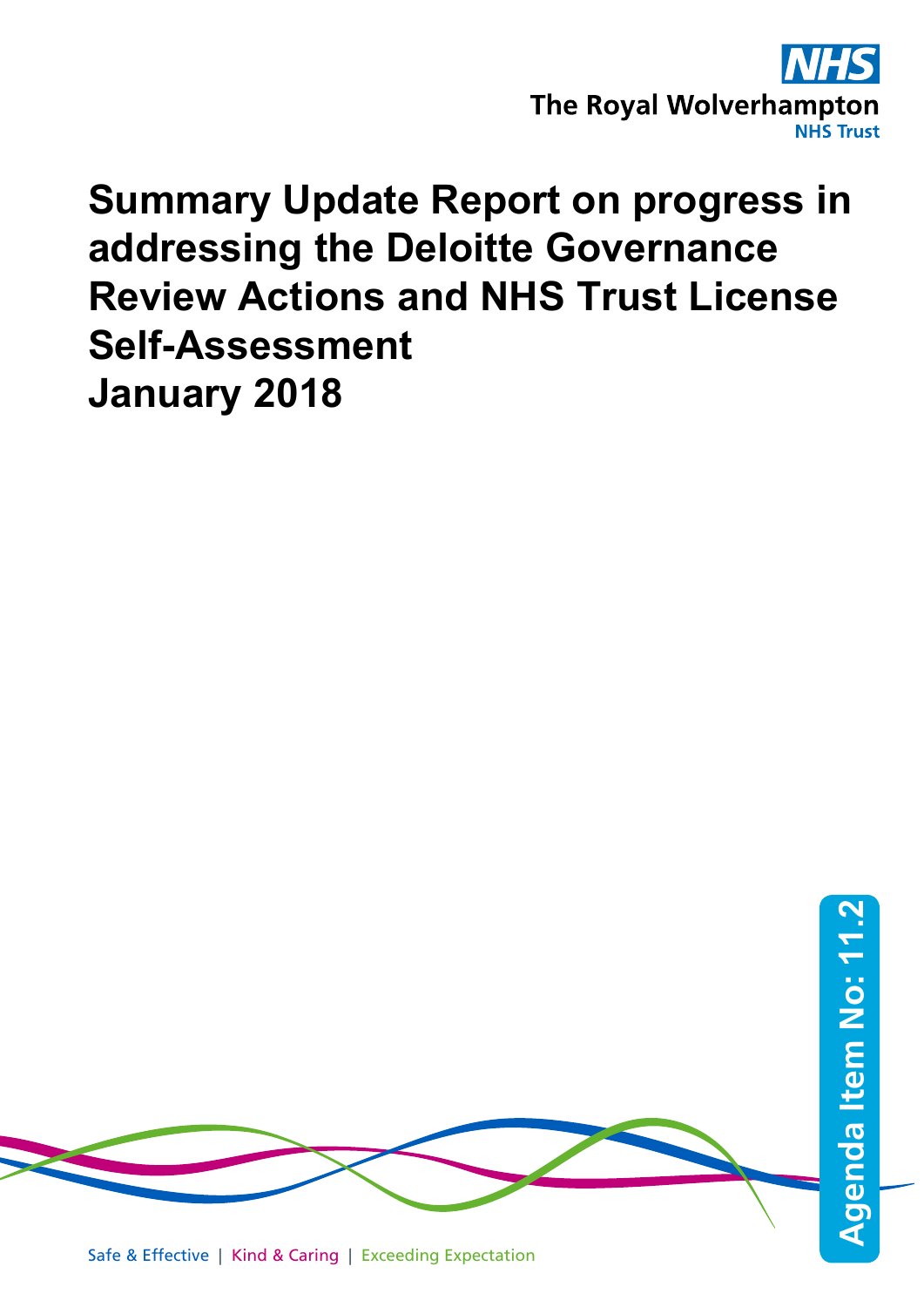NHS

The Royal Wolverhampton NHS Trust

# Summary Update Report on progress in addressing the Deloitte Governance Review Actions and NHS Trust License Self-Assessment January 2018

Agenda Item No: 11.2

Safe & Effective | Kind & Caring | Exceeding Expectation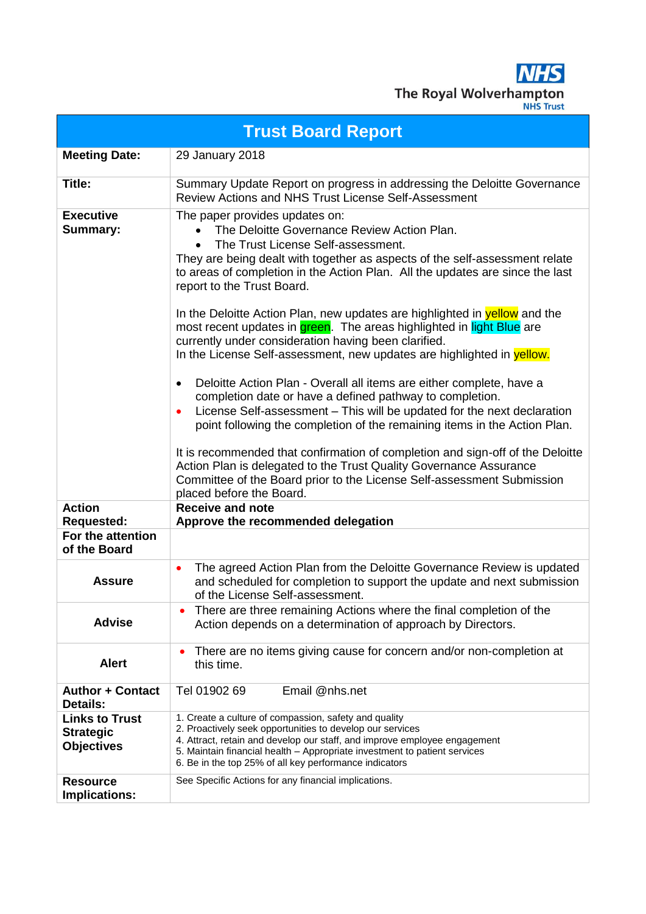The Royal Wolverhampton NHS Trust

| Trust Board Report | |
|---|---|
| **Meeting Date:** | 29 January 2018 |
| **Title:** | Summary Update Report on progress in addressing the Deloitte Governance Review Actions and NHS Trust License Self-Assessment |
| **Executive Summary:** | The paper provides updates on:<br>• The Deloitte Governance Review Action Plan.<br>• The Trust License Self-assessment.<br>They are being dealt with together as aspects of the self-assessment relate to areas of completion in the Action Plan. All the updates are since the last report to the Trust Board.<br><br>In the Deloitte Action Plan, new updates are highlighted in yellow and the most recent updates in green. The areas highlighted in light Blue are currently under consideration having been clarified.<br>In the License Self-assessment, new updates are highlighted in yellow.<br><br>• Deloitte Action Plan - Overall all items are either complete, have a completion date or have a defined pathway to completion.<br>• License Self-assessment – This will be updated for the next declaration point following the completion of the remaining items in the Action Plan.<br><br>It is recommended that confirmation of completion and sign-off of the Deloitte Action Plan is delegated to the Trust Quality Governance Assurance Committee of the Board prior to the License Self-assessment Submission placed before the Board. |
| **Action Requested:** | **Receive and note**<br>**Approve the recommended delegation** |
| **For the attention of the Board** | |
| **Assure** | • The agreed Action Plan from the Deloitte Governance Review is updated and scheduled for completion to support the update and next submission of the License Self-assessment. |
| **Advise** | • There are three remaining Actions where the final completion of the Action depends on a determination of approach by Directors. |
| **Alert** | • There are no items giving cause for concern and/or non-completion at this time. |
| **Author + Contact Details:** | Tel 01902 69 Email @nhs.net |
| **Links to Trust Strategic Objectives** | 1. Create a culture of compassion, safety and quality<br>2. Proactively seek opportunities to develop our services<br>4. Attract, retain and develop our staff, and improve employee engagement<br>5. Maintain financial health – Appropriate investment to patient services<br>6. Be in the top 25% of all key performance indicators |
| **Resource Implications:** | See Specific Actions for any financial implications. |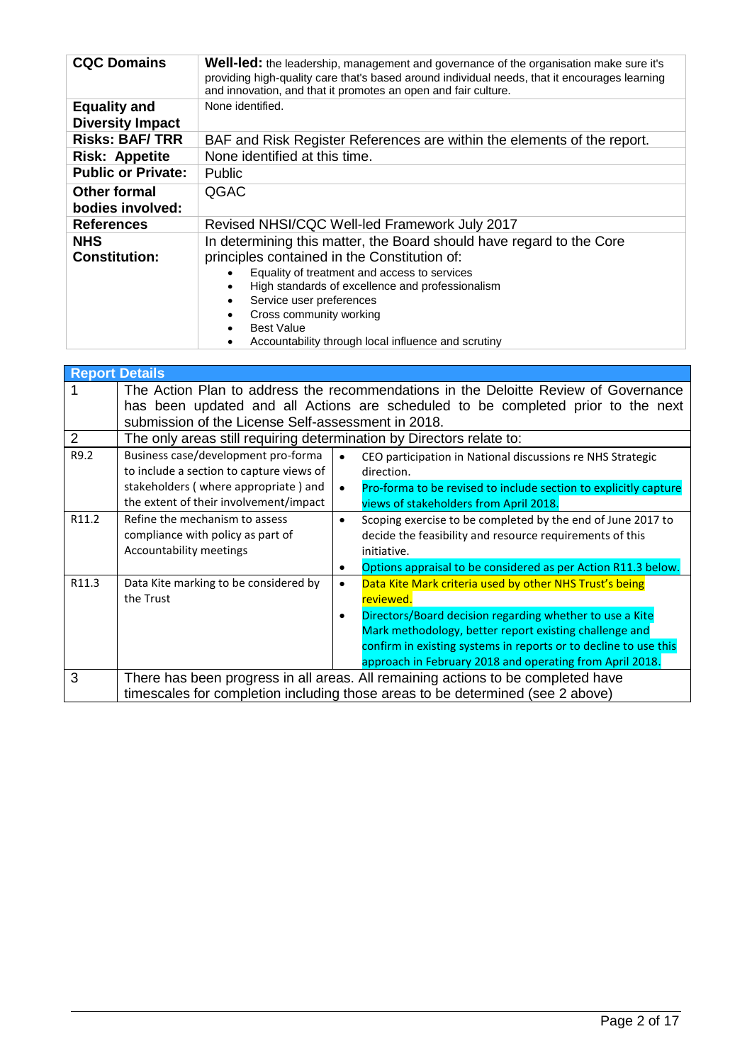| CQC Domains | **Well-led:** the leadership, management and governance of the organisation make sure it's providing high-quality care that's based around individual needs, that it encourages learning and innovation, and that it promotes an open and fair culture. |
|---|---|
| **Equality and Diversity Impact** | None identified. |
| **Risks: BAF/ TRR** | BAF and Risk Register References are within the elements of the report. |
| **Risk: Appetite** | None identified at this time. |
| **Public or Private:** | Public |
| **Other formal bodies involved:** | QGAC |
| **References** | Revised NHSI/CQC Well-led Framework July 2017 |
| **NHS Constitution:** | In determining this matter, the Board should have regard to the Core principles contained in the Constitution of:<br>• Equality of treatment and access to services<br>• High standards of excellence and professionalism<br>• Service user preferences<br>• Cross community working<br>• Best Value<br>• Accountability through local influence and scrutiny |

| **Report Details** | | |
|---|---|---|
| 1 | The Action Plan to address the recommendations in the Deloitte Review of Governance has been updated and all Actions are scheduled to be completed prior to the next submission of the License Self-assessment in 2018. | |
| 2 | The only areas still requiring determination by Directors relate to: | |
| R9.2 | Business case/development pro-forma to include a section to capture views of stakeholders ( where appropriate ) and the extent of their involvement/impact | • CEO participation in National discussions re NHS Strategic direction.<br>• Pro-forma to be revised to include section to explicitly capture views of stakeholders from April 2018. |
| R11.2 | Refine the mechanism to assess compliance with policy as part of Accountability meetings | • Scoping exercise to be completed by the end of June 2017 to decide the feasibility and resource requirements of this initiative.<br>• Options appraisal to be considered as per Action R11.3 below. |
| R11.3 | Data Kite marking to be considered by the Trust | • Data Kite Mark criteria used by other NHS Trust's being reviewed.<br>• Directors/Board decision regarding whether to use a Kite Mark methodology, better report existing challenge and confirm in existing systems in reports or to decline to use this approach in February 2018 and operating from April 2018. |
| 3 | There has been progress in all areas. All remaining actions to be completed have timescales for completion including those areas to be determined (see 2 above) | |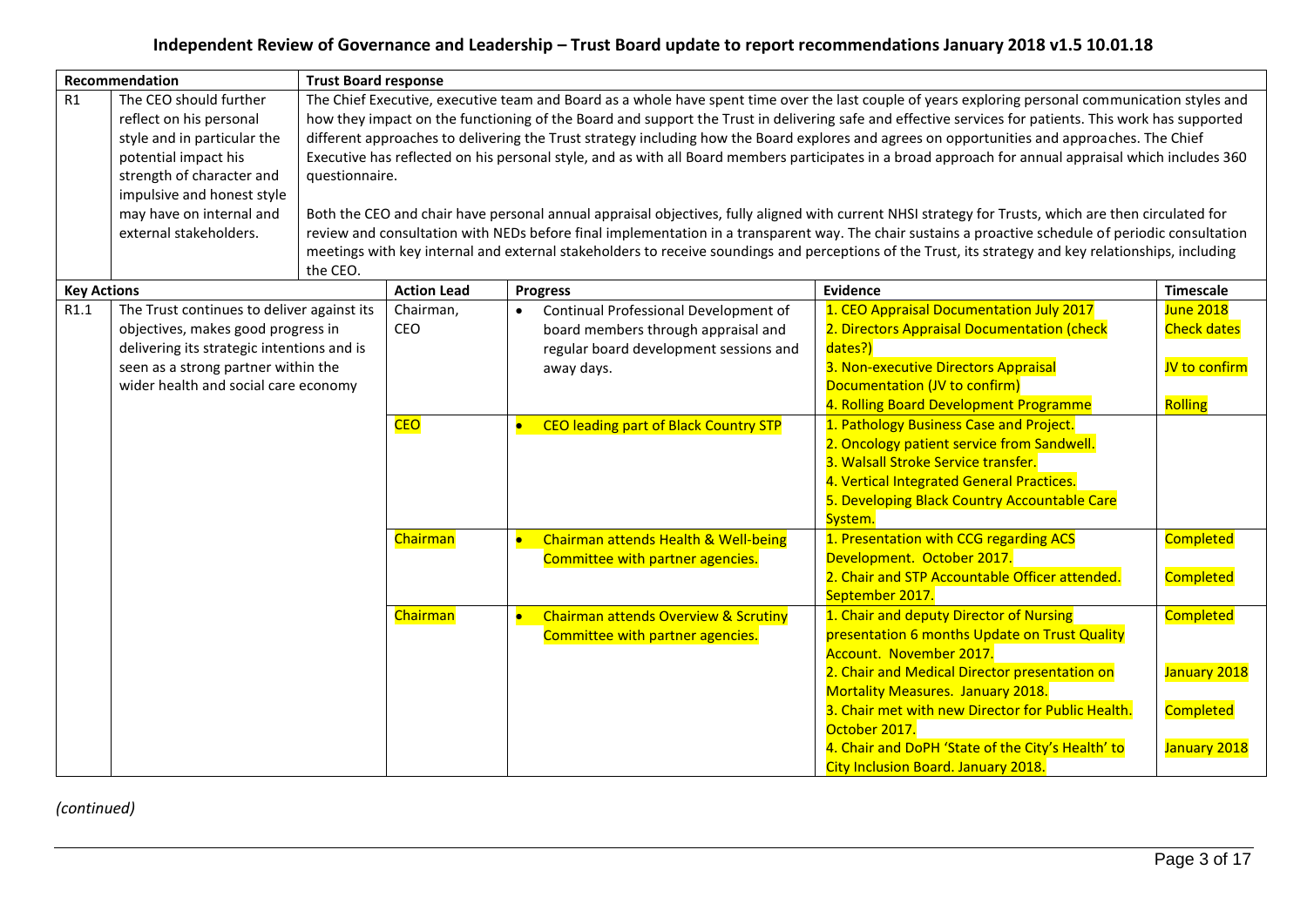# Independent Review of Governance and Leadership – Trust Board update to report recommendations January 2018 v1.5 10.01.18

| Recommendation | | Trust Board response |
|---|---|---|
| R1 | The CEO should further reflect on his personal style and in particular the potential impact his strength of character and impulsive and honest style may have on internal and external stakeholders. | The Chief Executive, executive team and Board as a whole have spent time over the last couple of years exploring personal communication styles and how they impact on the functioning of the Board and support the Trust in delivering safe and effective services for patients. This work has supported different approaches to delivering the Trust strategy including how the Board explores and agrees on opportunities and approaches. The Chief Executive has reflected on his personal style, and as with all Board members participates in a broad approach for annual appraisal which includes 360 questionnaire.<br><br>Both the CEO and chair have personal annual appraisal objectives, fully aligned with current NHSI strategy for Trusts, which are then circulated for review and consultation with NEDs before final implementation in a transparent way. The chair sustains a proactive schedule of periodic consultation meetings with key internal and external stakeholders to receive soundings and perceptions of the Trust, its strategy and key relationships, including the CEO. |

| Key Actions | | Action Lead | Progress | Evidence | Timescale |
|---|---|---|---|---|---|
| R1.1 | The Trust continues to deliver against its objectives, makes good progress in delivering its strategic intentions and is seen as a strong partner within the wider health and social care economy | Chairman, CEO | • Continual Professional Development of board members through appraisal and regular board development sessions and away days. | 1. CEO Appraisal Documentation July 2017<br>2. Directors Appraisal Documentation (check dates?)<br>3. Non-executive Directors Appraisal Documentation (JV to confirm)<br>4. Rolling Board Development Programme | June 2018<br>Check dates<br>JV to confirm<br>Rolling |
| | | CEO | • CEO leading part of Black Country STP | 1. Pathology Business Case and Project.<br>2. Oncology patient service from Sandwell.<br>3. Walsall Stroke Service transfer.<br>4. Vertical Integrated General Practices.<br>5. Developing Black Country Accountable Care System. | |
| | | Chairman | • Chairman attends Health & Well-being Committee with partner agencies. | 1. Presentation with CCG regarding ACS Development. October 2017.<br>2. Chair and STP Accountable Officer attended. September 2017. | Completed<br>Completed |
| | | Chairman | • Chairman attends Overview & Scrutiny Committee with partner agencies. | 1. Chair and deputy Director of Nursing presentation 6 months Update on Trust Quality Account. November 2017.<br>2. Chair and Medical Director presentation on Mortality Measures. January 2018.<br>3. Chair met with new Director for Public Health. October 2017.<br>4. Chair and DoPH 'State of the City's Health' to City Inclusion Board. January 2018. | Completed<br>January 2018<br>Completed<br>January 2018 |

*(continued)*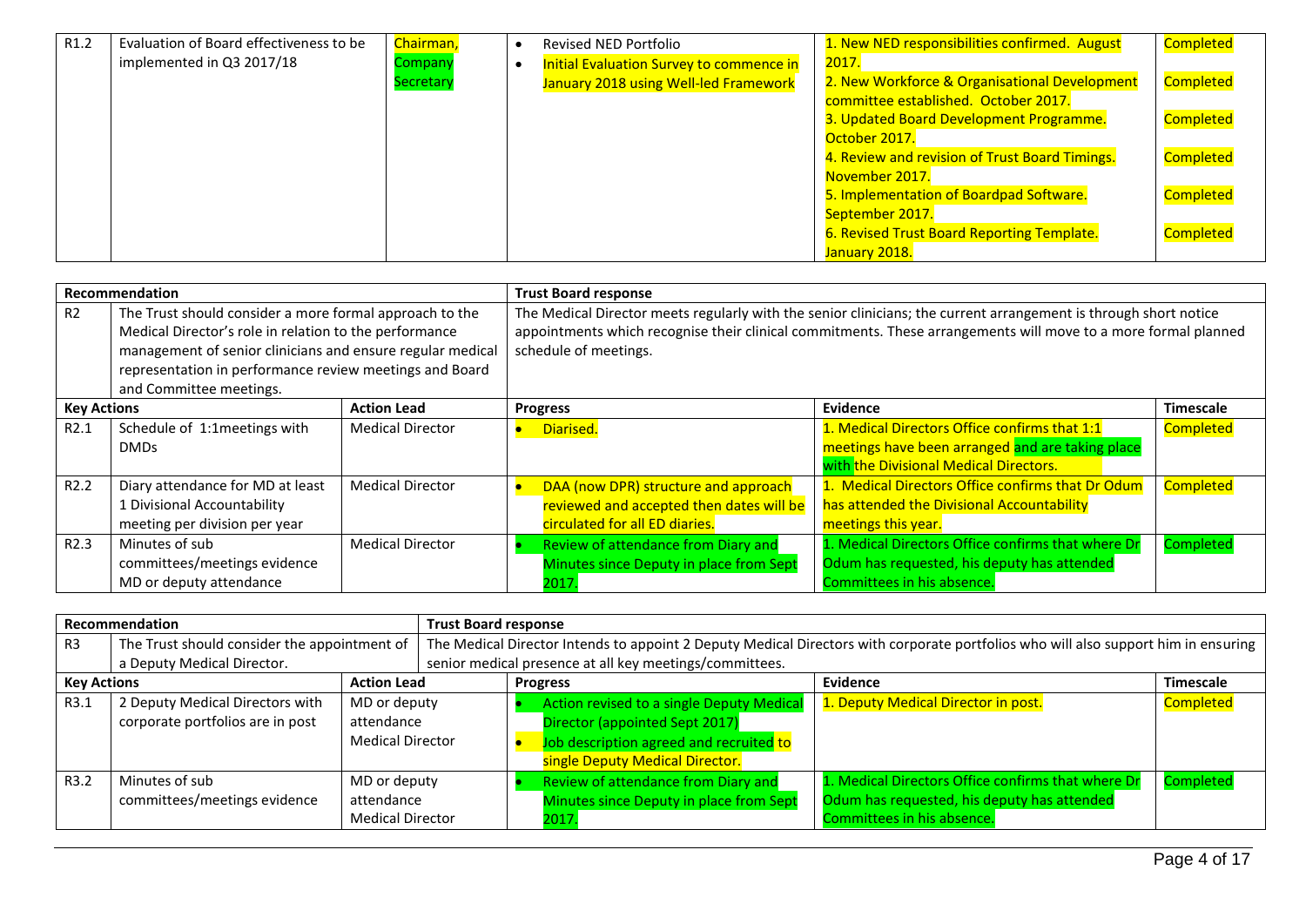| R1.2 | Evaluation of Board effectiveness to be implemented in Q3 2017/18 | Chairman, Company Secretary | • Revised NED Portfolio<br>• Initial Evaluation Survey to commence in January 2018 using Well-led Framework | 1. New NED responsibilities confirmed. August 2017.<br>2. New Workforce & Organisational Development committee established. October 2017.<br>3. Updated Board Development Programme. October 2017.<br>4. Review and revision of Trust Board Timings. November 2017.<br>5. Implementation of Boardpad Software. September 2017.<br>6. Revised Trust Board Reporting Template. January 2018. | Completed<br>Completed<br>Completed<br>Completed<br>Completed<br>Completed |
|---|---|---|---|---|---|

| Recommendation | | | Trust Board response | | |
|---|---|---|---|---|---|
| R2 | The Trust should consider a more formal approach to the Medical Director's role in relation to the performance management of senior clinicians and ensure regular medical representation in performance review meetings and Board and Committee meetings. | | The Medical Director meets regularly with the senior clinicians; the current arrangement is through short notice appointments which recognise their clinical commitments. These arrangements will move to a more formal planned schedule of meetings. | | |
| **Key Actions** | | **Action Lead** | **Progress** | **Evidence** | **Timescale** |
| R2.1 | Schedule of 1:1meetings with DMDs | Medical Director | • Diarised. | 1. Medical Directors Office confirms that 1:1 meetings have been arranged and are taking place with the Divisional Medical Directors. | Completed |
| R2.2 | Diary attendance for MD at least 1 Divisional Accountability meeting per division per year | Medical Director | • DAA (now DPR) structure and approach reviewed and accepted then dates will be circulated for all ED diaries. | 1. Medical Directors Office confirms that Dr Odum has attended the Divisional Accountability meetings this year. | Completed |
| R2.3 | Minutes of sub committees/meetings evidence MD or deputy attendance | Medical Director | • Review of attendance from Diary and Minutes since Deputy in place from Sept 2017. | 1. Medical Directors Office confirms that where Dr Odum has requested, his deputy has attended Committees in his absence. | Completed |

| Recommendation | | | Trust Board response | | |
|---|---|---|---|---|---|
| R3 | The Trust should consider the appointment of a Deputy Medical Director. | | The Medical Director Intends to appoint 2 Deputy Medical Directors with corporate portfolios who will also support him in ensuring senior medical presence at all key meetings/committees. | | |
| **Key Actions** | | **Action Lead** | **Progress** | **Evidence** | **Timescale** |
| R3.1 | 2 Deputy Medical Directors with corporate portfolios are in post | MD or deputy attendance Medical Director | • Action revised to a single Deputy Medical Director (appointed Sept 2017)<br>• Job description agreed and recruited to single Deputy Medical Director. | 1. Deputy Medical Director in post. | Completed |
| R3.2 | Minutes of sub committees/meetings evidence | MD or deputy attendance Medical Director | • Review of attendance from Diary and Minutes since Deputy in place from Sept 2017. | 1. Medical Directors Office confirms that where Dr Odum has requested, his deputy has attended Committees in his absence. | Completed |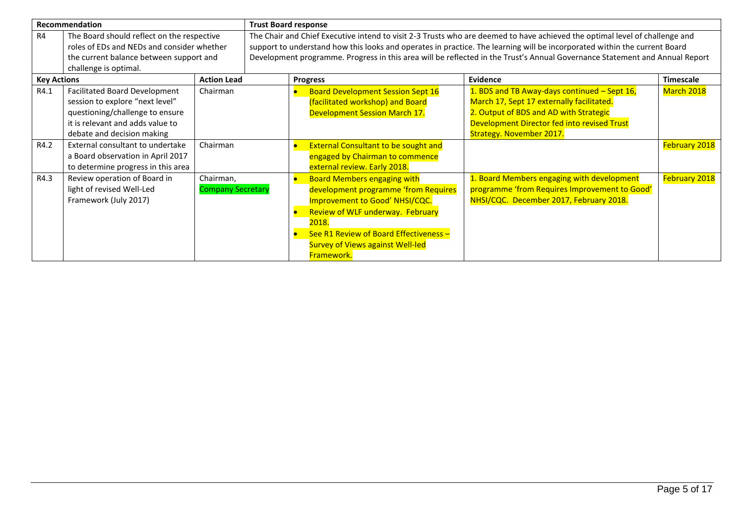| Recommendation | | Trust Board response | | | |
|---|---|---|---|---|---|
| R4 | The Board should reflect on the respective roles of EDs and NEDs and consider whether the current balance between support and challenge is optimal. | The Chair and Chief Executive intend to visit 2-3 Trusts who are deemed to have achieved the optimal level of challenge and support to understand how this looks and operates in practice. The learning will be incorporated within the current Board Development programme. Progress in this area will be reflected in the Trust's Annual Governance Statement and Annual Report | | | |
| **Key Actions** | | **Action Lead** | **Progress** | **Evidence** | **Timescale** |
| R4.1 | Facilitated Board Development session to explore "next level" questioning/challenge to ensure it is relevant and adds value to debate and decision making | Chairman | • Board Development Session Sept 16 (facilitated workshop) and Board Development Session March 17. | 1. BDS and TB Away-days continued – Sept 16, March 17, Sept 17 externally facilitated.<br>2. Output of BDS and AD with Strategic Development Director fed into revised Trust Strategy. November 2017. | March 2018 |
| R4.2 | External consultant to undertake a Board observation in April 2017 to determine progress in this area | Chairman | • External Consultant to be sought and engaged by Chairman to commence external review. Early 2018. | | February 2018 |
| R4.3 | Review operation of Board in light of revised Well-Led Framework (July 2017) | Chairman, Company Secretary | • Board Members engaging with development programme 'from Requires Improvement to Good' NHSI/CQC.<br>• Review of WLF underway. February 2018.<br>• See R1 Review of Board Effectiveness – Survey of Views against Well-led Framework. | 1. Board Members engaging with development programme 'from Requires Improvement to Good' NHSI/CQC. December 2017, February 2018. | February 2018 |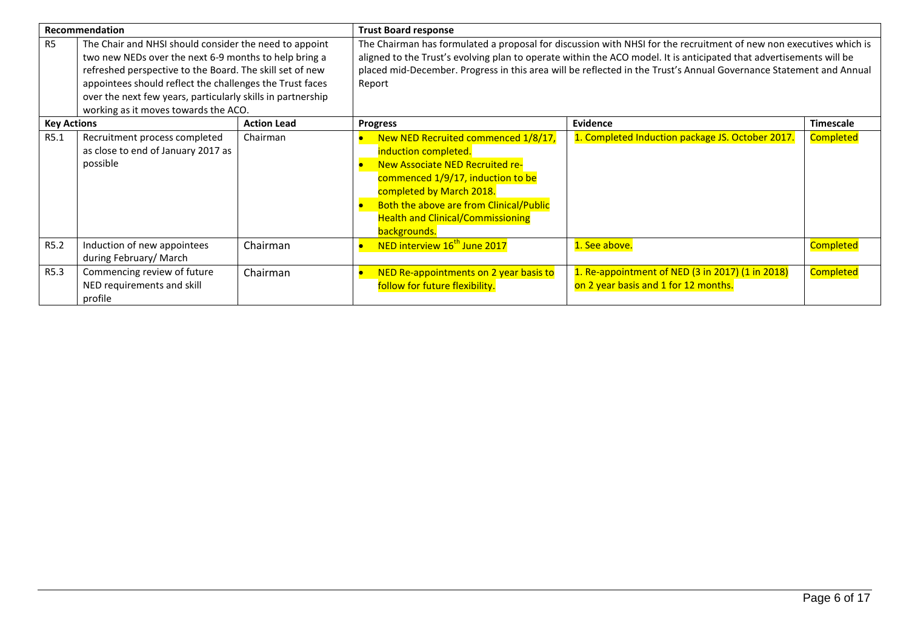| Recommendation | | | Trust Board response | | |
|---|---|---|---|---|---|
| R5 | The Chair and NHSI should consider the need to appoint two new NEDs over the next 6-9 months to help bring a refreshed perspective to the Board. The skill set of new appointees should reflect the challenges the Trust faces over the next few years, particularly skills in partnership working as it moves towards the ACO. | | The Chairman has formulated a proposal for discussion with NHSI for the recruitment of new non executives which is aligned to the Trust's evolving plan to operate within the ACO model. It is anticipated that advertisements will be placed mid-December. Progress in this area will be reflected in the Trust's Annual Governance Statement and Annual Report | | |
| **Key Actions** | | **Action Lead** | **Progress** | **Evidence** | **Timescale** |
| R5.1 | Recruitment process completed as close to end of January 2017 as possible | Chairman | • New NED Recruited commenced 1/8/17, induction completed.<br>• New Associate NED Recruited re-commenced 1/9/17, induction to be completed by March 2018.<br>• Both the above are from Clinical/Public Health and Clinical/Commissioning backgrounds. | 1. Completed Induction package JS. October 2017. | Completed |
| R5.2 | Induction of new appointees during February/ March | Chairman | • NED interview 16th June 2017 | 1. See above. | Completed |
| R5.3 | Commencing review of future NED requirements and skill profile | Chairman | • NED Re-appointments on 2 year basis to follow for future flexibility. | 1. Re-appointment of NED (3 in 2017) (1 in 2018) on 2 year basis and 1 for 12 months. | Completed |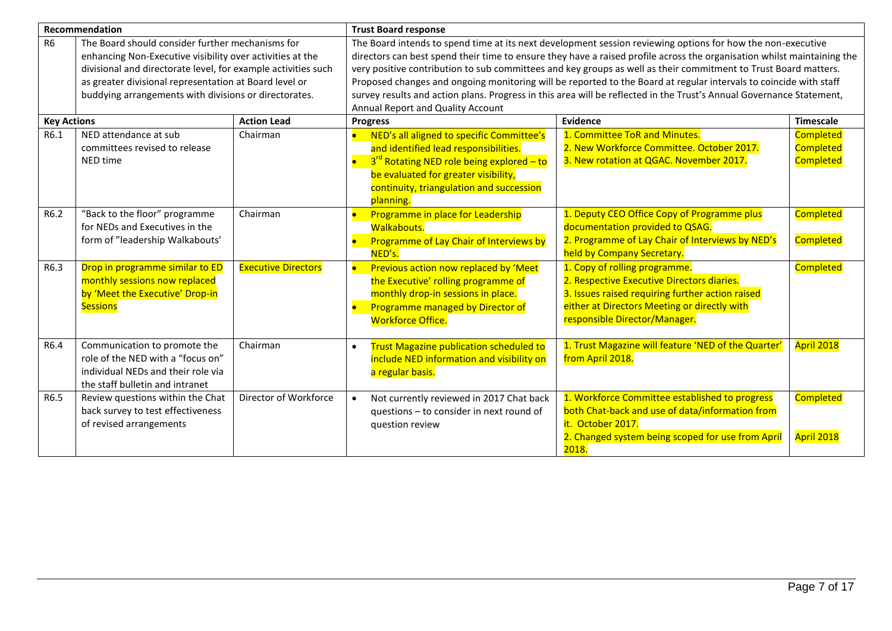| Recommendation | | | Trust Board response | | |
|---|---|---|---|---|---|
| R6 | The Board should consider further mechanisms for enhancing Non-Executive visibility over activities at the divisional and directorate level, for example activities such as greater divisional representation at Board level or buddying arrangements with divisions or directorates. | | The Board intends to spend time at its next development session reviewing options for how the non-executive directors can best spend their time to ensure they have a raised profile across the organisation whilst maintaining the very positive contribution to sub committees and key groups as well as their commitment to Trust Board matters. Proposed changes and ongoing monitoring will be reported to the Board at regular intervals to coincide with staff survey results and action plans. Progress in this area will be reflected in the Trust's Annual Governance Statement, Annual Report and Quality Account | | |
| **Key Actions** | | **Action Lead** | **Progress** | **Evidence** | **Timescale** |
| R6.1 | NED attendance at sub committees revised to release NED time | Chairman | • NED's all aligned to specific Committee's and identified lead responsibilities.<br>• 3rd Rotating NED role being explored – to be evaluated for greater visibility, continuity, triangulation and succession planning. | 1. Committee ToR and Minutes.<br>2. New Workforce Committee. October 2017.<br>3. New rotation at QGAC. November 2017. | Completed<br>Completed<br>Completed |
| R6.2 | "Back to the floor" programme for NEDs and Executives in the form of "leadership Walkabouts' | Chairman | • Programme in place for Leadership Walkabouts.<br>• Programme of Lay Chair of Interviews by NED's. | 1. Deputy CEO Office Copy of Programme plus documentation provided to QSAG.<br>2. Programme of Lay Chair of Interviews by NED's held by Company Secretary. | Completed<br>Completed |
| R6.3 | Drop in programme similar to ED monthly sessions now replaced by 'Meet the Executive' Drop-in Sessions | Executive Directors | • Previous action now replaced by 'Meet the Executive' rolling programme of monthly drop-in sessions in place.<br>• Programme managed by Director of Workforce Office. | 1. Copy of rolling programme.<br>2. Respective Executive Directors diaries.<br>3. Issues raised requiring further action raised either at Directors Meeting or directly with responsible Director/Manager. | Completed |
| R6.4 | Communication to promote the role of the NED with a "focus on" individual NEDs and their role via the staff bulletin and intranet | Chairman | • Trust Magazine publication scheduled to include NED information and visibility on a regular basis. | 1. Trust Magazine will feature 'NED of the Quarter' from April 2018. | April 2018 |
| R6.5 | Review questions within the Chat back survey to test effectiveness of revised arrangements | Director of Workforce | • Not currently reviewed in 2017 Chat back questions – to consider in next round of question review | 1. Workforce Committee established to progress both Chat-back and use of data/information from it. October 2017.<br>2. Changed system being scoped for use from April 2018. | Completed<br>April 2018 |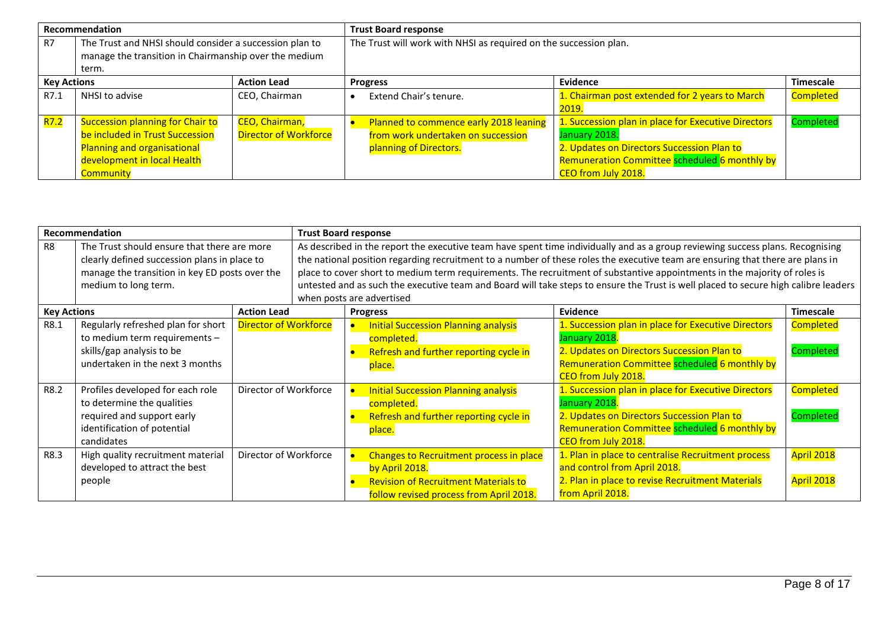| Recommendation | | | Trust Board response | | |
|---|---|---|---|---|---|
| R7 | The Trust and NHSI should consider a succession plan to manage the transition in Chairmanship over the medium term. | | The Trust will work with NHSI as required on the succession plan. | | |
| **Key Actions** | | **Action Lead** | **Progress** | **Evidence** | **Timescale** |
| R7.1 | NHSI to advise | CEO, Chairman | • Extend Chair's tenure. | 1. Chairman post extended for 2 years to March 2019. | Completed |
| R7.2 | Succession planning for Chair to be included in Trust Succession Planning and organisational development in local Health Community | CEO, Chairman, Director of Workforce | • Planned to commence early 2018 leaning from work undertaken on succession planning of Directors. | 1. Succession plan in place for Executive Directors January 2018.<br>2. Updates on Directors Succession Plan to Remuneration Committee scheduled 6 monthly by CEO from July 2018. | Completed |

| Recommendation | | | Trust Board response | | |
|---|---|---|---|---|---|
| R8 | The Trust should ensure that there are more clearly defined succession plans in place to manage the transition in key ED posts over the medium to long term. | | As described in the report the executive team have spent time individually and as a group reviewing success plans. Recognising the national position regarding recruitment to a number of these roles the executive team are ensuring that there are plans in place to cover short to medium term requirements. The recruitment of substantive appointments in the majority of roles is untested and as such the executive team and Board will take steps to ensure the Trust is well placed to secure high calibre leaders when posts are advertised | | |
| **Key Actions** | | **Action Lead** | **Progress** | **Evidence** | **Timescale** |
| R8.1 | Regularly refreshed plan for short to medium term requirements – skills/gap analysis to be undertaken in the next 3 months | Director of Workforce | • Initial Succession Planning analysis completed.<br>• Refresh and further reporting cycle in place. | 1. Succession plan in place for Executive Directors January 2018.<br>2. Updates on Directors Succession Plan to Remuneration Committee scheduled 6 monthly by CEO from July 2018. | Completed<br><br>Completed |
| R8.2 | Profiles developed for each role to determine the qualities required and support early identification of potential candidates | Director of Workforce | • Initial Succession Planning analysis completed.<br>• Refresh and further reporting cycle in place. | 1. Succession plan in place for Executive Directors January 2018.<br>2. Updates on Directors Succession Plan to Remuneration Committee scheduled 6 monthly by CEO from July 2018. | Completed<br><br>Completed |
| R8.3 | High quality recruitment material developed to attract the best people | Director of Workforce | • Changes to Recruitment process in place by April 2018.<br>• Revision of Recruitment Materials to follow revised process from April 2018. | 1. Plan in place to centralise Recruitment process and control from April 2018.<br>2. Plan in place to revise Recruitment Materials from April 2018. | April 2018<br><br>April 2018 |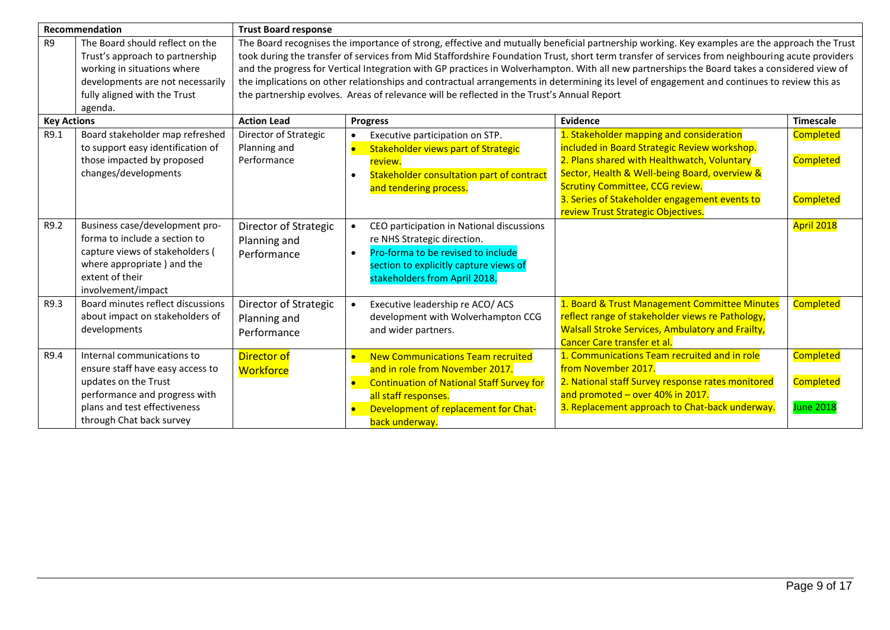| Recommendation | | Trust Board response | | | |
|---|---|---|---|---|---|
| R9 | The Board should reflect on the Trust's approach to partnership working in situations where developments are not necessarily fully aligned with the Trust agenda. | The Board recognises the importance of strong, effective and mutually beneficial partnership working. Key examples are the approach the Trust took during the transfer of services from Mid Staffordshire Foundation Trust, short term transfer of services from neighbouring acute providers and the progress for Vertical Integration with GP practices in Wolverhampton. With all new partnerships the Board takes a considered view of the implications on other relationships and contractual arrangements in determining its level of engagement and continues to review this as the partnership evolves. Areas of relevance will be reflected in the Trust's Annual Report | | | |
| **Key Actions** | | **Action Lead** | **Progress** | **Evidence** | **Timescale** |
| R9.1 | Board stakeholder map refreshed to support easy identification of those impacted by proposed changes/developments | Director of Strategic Planning and Performance | • Executive participation on STP.<br>• Stakeholder views part of Strategic review.<br>• Stakeholder consultation part of contract and tendering process. | 1. Stakeholder mapping and consideration included in Board Strategic Review workshop.<br>2. Plans shared with Healthwatch, Voluntary Sector, Health & Well-being Board, overview & Scrutiny Committee, CCG review.<br>3. Series of Stakeholder engagement events to review Trust Strategic Objectives. | Completed<br>Completed<br>Completed |
| R9.2 | Business case/development pro-forma to include a section to capture views of stakeholders ( where appropriate ) and the extent of their involvement/impact | Director of Strategic Planning and Performance | • CEO participation in National discussions re NHS Strategic direction.<br>• Pro-forma to be revised to include section to explicitly capture views of stakeholders from April 2018. | | April 2018 |
| R9.3 | Board minutes reflect discussions about impact on stakeholders of developments | Director of Strategic Planning and Performance | • Executive leadership re ACO/ ACS development with Wolverhampton CCG and wider partners. | 1. Board & Trust Management Committee Minutes reflect range of stakeholder views re Pathology, Walsall Stroke Services, Ambulatory and Frailty, Cancer Care transfer et al. | Completed |
| R9.4 | Internal communications to ensure staff have easy access to updates on the Trust performance and progress with plans and test effectiveness through Chat back survey | Director of Workforce | • New Communications Team recruited and in role from November 2017.<br>• Continuation of National Staff Survey for all staff responses.<br>• Development of replacement for Chat-back underway. | 1. Communications Team recruited and in role from November 2017.<br>2. National staff Survey response rates monitored and promoted – over 40% in 2017.<br>3. Replacement approach to Chat-back underway. | Completed<br>Completed<br>June 2018 |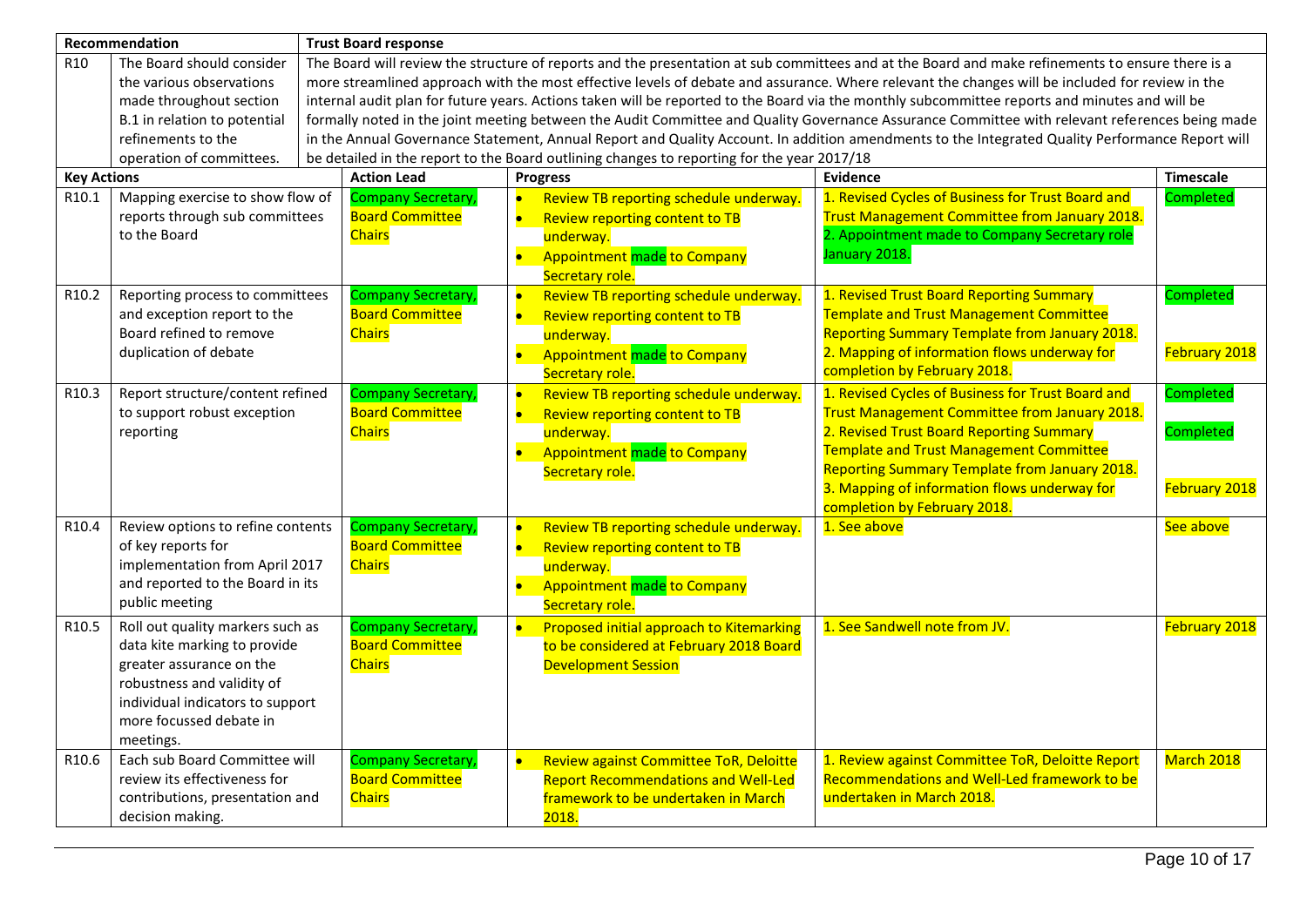| Recommendation | | Trust Board response | | | |
|---|---|---|---|---|---|
| R10 | The Board should consider the various observations made throughout section B.1 in relation to potential refinements to the operation of committees. | The Board will review the structure of reports and the presentation at sub committees and at the Board and make refinements to ensure there is a more streamlined approach with the most effective levels of debate and assurance. Where relevant the changes will be included for review in the internal audit plan for future years. Actions taken will be reported to the Board via the monthly subcommittee reports and minutes and will be formally noted in the joint meeting between the Audit Committee and Quality Governance Assurance Committee with relevant references being made in the Annual Governance Statement, Annual Report and Quality Account. In addition amendments to the Integrated Quality Performance Report will be detailed in the report to the Board outlining changes to reporting for the year 2017/18 | | | |
| **Key Actions** | | **Action Lead** | **Progress** | **Evidence** | **Timescale** |
| R10.1 | Mapping exercise to show flow of reports through sub committees to the Board | Company Secretary, Board Committee Chairs | • Review TB reporting schedule underway.<br>• Review reporting content to TB underway.<br>• Appointment made to Company Secretary role. | 1. Revised Cycles of Business for Trust Board and Trust Management Committee from January 2018.<br>2. Appointment made to Company Secretary role January 2018. | Completed |
| R10.2 | Reporting process to committees and exception report to the Board refined to remove duplication of debate | Company Secretary, Board Committee Chairs | • Review TB reporting schedule underway.<br>• Review reporting content to TB underway.<br>• Appointment made to Company Secretary role. | 1. Revised Trust Board Reporting Summary Template and Trust Management Committee Reporting Summary Template from January 2018.<br>2. Mapping of information flows underway for completion by February 2018. | Completed<br>February 2018 |
| R10.3 | Report structure/content refined to support robust exception reporting | Company Secretary, Board Committee Chairs | • Review TB reporting schedule underway.<br>• Review reporting content to TB underway.<br>• Appointment made to Company Secretary role. | 1. Revised Cycles of Business for Trust Board and Trust Management Committee from January 2018.<br>2. Revised Trust Board Reporting Summary Template and Trust Management Committee Reporting Summary Template from January 2018.<br>3. Mapping of information flows underway for completion by February 2018. | Completed<br>Completed<br>February 2018 |
| R10.4 | Review options to refine contents of key reports for implementation from April 2017 and reported to the Board in its public meeting | Company Secretary, Board Committee Chairs | • Review TB reporting schedule underway.<br>• Review reporting content to TB underway.<br>• Appointment made to Company Secretary role. | 1. See above | See above |
| R10.5 | Roll out quality markers such as data kite marking to provide greater assurance on the robustness and validity of individual indicators to support more focussed debate in meetings. | Company Secretary, Board Committee Chairs | • Proposed initial approach to Kitemarking to be considered at February 2018 Board Development Session | 1. See Sandwell note from JV. | February 2018 |
| R10.6 | Each sub Board Committee will review its effectiveness for contributions, presentation and decision making. | Company Secretary, Board Committee Chairs | • Review against Committee ToR, Deloitte Report Recommendations and Well-Led framework to be undertaken in March 2018. | 1. Review against Committee ToR, Deloitte Report Recommendations and Well-Led framework to be undertaken in March 2018. | March 2018 |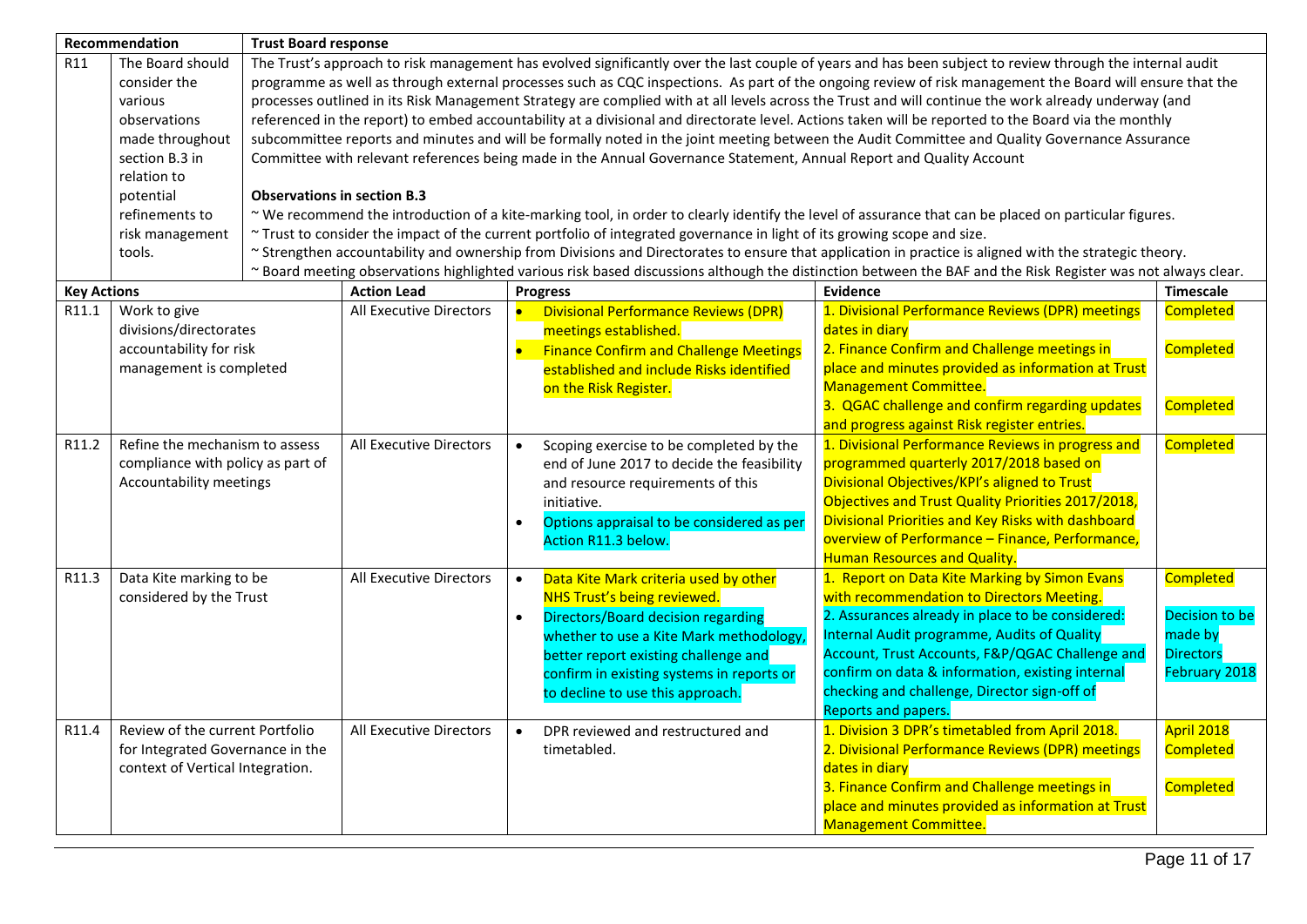| Recommendation | | Trust Board response | | | |
|---|---|---|---|---|---|
| R11 | The Board should consider the various observations made throughout section B.3 in relation to potential refinements to risk management tools. | The Trust's approach to risk management has evolved significantly over the last couple of years and has been subject to review through the internal audit programme as well as through external processes such as CQC inspections. As part of the ongoing review of risk management the Board will ensure that the processes outlined in its Risk Management Strategy are complied with at all levels across the Trust and will continue the work already underway (and referenced in the report) to embed accountability at a divisional and directorate level. Actions taken will be reported to the Board via the monthly subcommittee reports and minutes and will be formally noted in the joint meeting between the Audit Committee and Quality Governance Assurance Committee with relevant references being made in the Annual Governance Statement, Annual Report and Quality Account<br><br>**Observations in section B.3**<br>~ We recommend the introduction of a kite-marking tool, in order to clearly identify the level of assurance that can be placed on particular figures.<br>~ Trust to consider the impact of the current portfolio of integrated governance in light of its growing scope and size.<br>~ Strengthen accountability and ownership from Divisions and Directorates to ensure that application in practice is aligned with the strategic theory.<br>~ Board meeting observations highlighted various risk based discussions although the distinction between the BAF and the Risk Register was not always clear. | | | |
| **Key Actions** | | **Action Lead** | **Progress** | **Evidence** | **Timescale** |
| R11.1 | Work to give divisions/directorates accountability for risk management is completed | All Executive Directors | • Divisional Performance Reviews (DPR) meetings established.<br>• Finance Confirm and Challenge Meetings established and include Risks identified on the Risk Register. | 1. Divisional Performance Reviews (DPR) meetings dates in diary<br>2. Finance Confirm and Challenge meetings in place and minutes provided as information at Trust Management Committee.<br>3. QGAC challenge and confirm regarding updates and progress against Risk register entries. | Completed<br><br>Completed<br><br>Completed |
| R11.2 | Refine the mechanism to assess compliance with policy as part of Accountability meetings | All Executive Directors | • Scoping exercise to be completed by the end of June 2017 to decide the feasibility and resource requirements of this initiative.<br>• Options appraisal to be considered as per Action R11.3 below. | 1. Divisional Performance Reviews in progress and programmed quarterly 2017/2018 based on Divisional Objectives/KPI's aligned to Trust Objectives and Trust Quality Priorities 2017/2018, Divisional Priorities and Key Risks with dashboard overview of Performance – Finance, Performance, Human Resources and Quality. | Completed |
| R11.3 | Data Kite marking to be considered by the Trust | All Executive Directors | • Data Kite Mark criteria used by other NHS Trust's being reviewed.<br>• Directors/Board decision regarding whether to use a Kite Mark methodology, better report existing challenge and confirm in existing systems in reports or to decline to use this approach. | 1. Report on Data Kite Marking by Simon Evans with recommendation to Directors Meeting.<br>2. Assurances already in place to be considered: Internal Audit programme, Audits of Quality Account, Trust Accounts, F&P/QGAC Challenge and confirm on data & information, existing internal checking and challenge, Director sign-off of Reports and papers. | Completed<br><br>Decision to be made by Directors February 2018 |
| R11.4 | Review of the current Portfolio for Integrated Governance in the context of Vertical Integration. | All Executive Directors | • DPR reviewed and restructured and timetabled. | 1. Division 3 DPR's timetabled from April 2018.<br>2. Divisional Performance Reviews (DPR) meetings dates in diary<br>3. Finance Confirm and Challenge meetings in place and minutes provided as information at Trust Management Committee. | April 2018<br>Completed<br><br>Completed |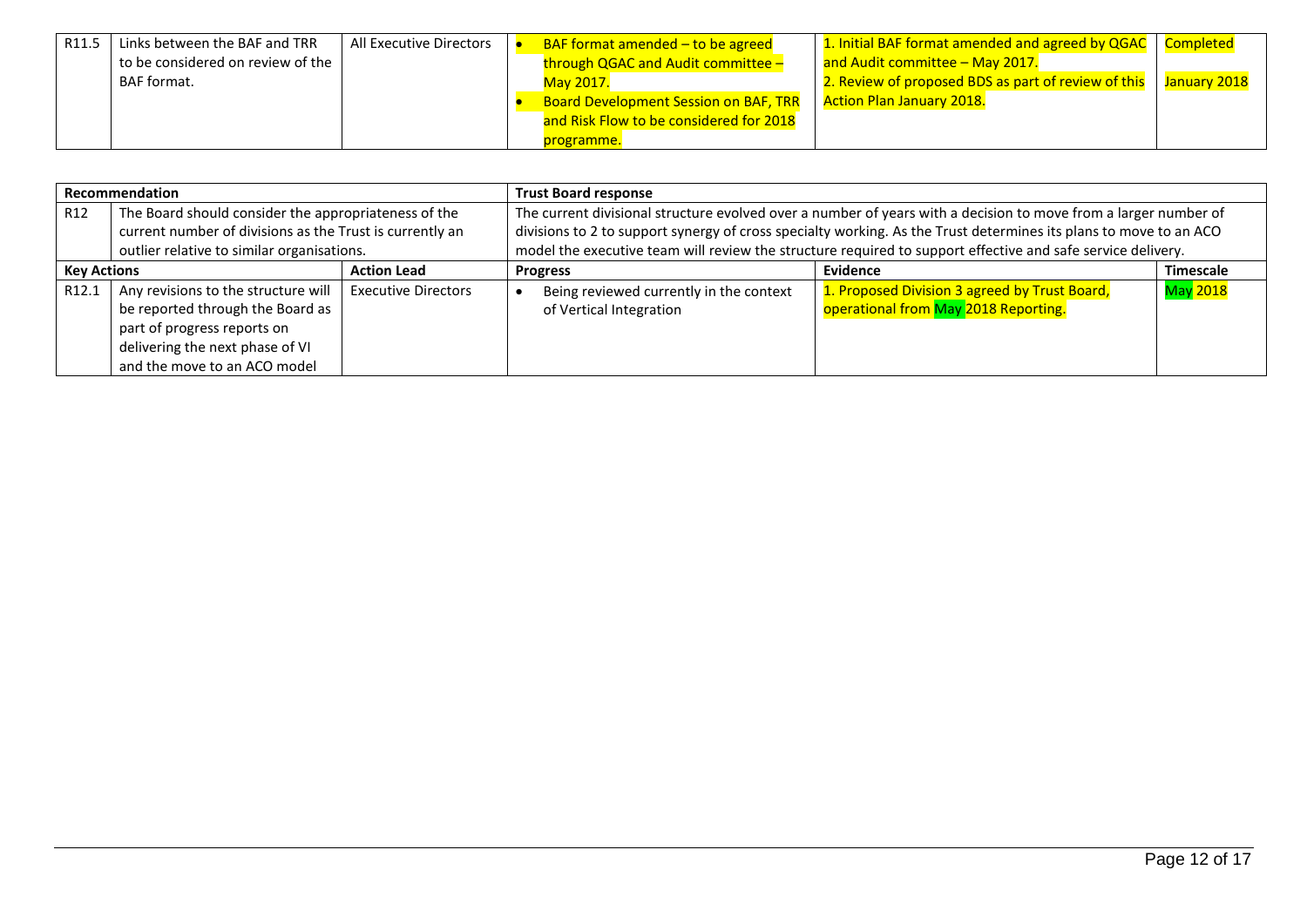| R11.5 | Links between the BAF and TRR to be considered on review of the BAF format. | All Executive Directors | • BAF format amended – to be agreed through QGAC and Audit committee – May 2017.<br>• Board Development Session on BAF, TRR and Risk Flow to be considered for 2018 programme. | 1. Initial BAF format amended and agreed by QGAC and Audit committee – May 2017.<br>2. Review of proposed BDS as part of review of this Action Plan January 2018. | Completed<br><br>January 2018 |
|---|---|---|---|---|---|

| Recommendation | | | Trust Board response | | |
|---|---|---|---|---|---|
| R12 | The Board should consider the appropriateness of the current number of divisions as the Trust is currently an outlier relative to similar organisations. | | The current divisional structure evolved over a number of years with a decision to move from a larger number of divisions to 2 to support synergy of cross specialty working. As the Trust determines its plans to move to an ACO model the executive team will review the structure required to support effective and safe service delivery. | | |
| **Key Actions** | | **Action Lead** | **Progress** | **Evidence** | **Timescale** |
| R12.1 | Any revisions to the structure will be reported through the Board as part of progress reports on delivering the next phase of VI and the move to an ACO model | Executive Directors | • Being reviewed currently in the context of Vertical Integration | 1. Proposed Division 3 agreed by Trust Board, operational from May 2018 Reporting. | May 2018 |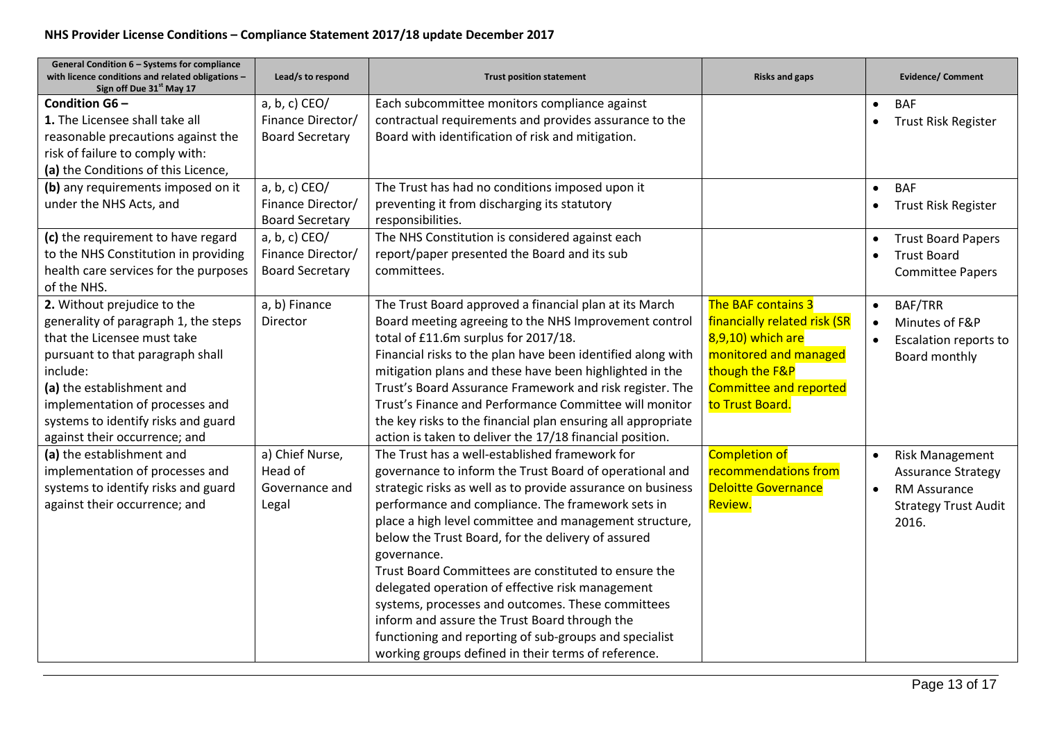## NHS Provider License Conditions – Compliance Statement 2017/18 update December 2017

| General Condition 6 – Systems for compliance with licence conditions and related obligations – Sign off Due 31st May 17 | Lead/s to respond | Trust position statement | Risks and gaps | Evidence/ Comment |
|---|---|---|---|---|
| **Condition G6 –**<br>**1.** The Licensee shall take all reasonable precautions against the risk of failure to comply with:<br>**(a)** the Conditions of this Licence, | a, b, c) CEO/ Finance Director/ Board Secretary | Each subcommittee monitors compliance against contractual requirements and provides assurance to the Board with identification of risk and mitigation. | | • BAF<br>• Trust Risk Register |
| **(b)** any requirements imposed on it under the NHS Acts, and | a, b, c) CEO/ Finance Director/ Board Secretary | The Trust has had no conditions imposed upon it preventing it from discharging its statutory responsibilities. | | • BAF<br>• Trust Risk Register |
| **(c)** the requirement to have regard to the NHS Constitution in providing health care services for the purposes of the NHS. | a, b, c) CEO/ Finance Director/ Board Secretary | The NHS Constitution is considered against each report/paper presented the Board and its sub committees. | | • Trust Board Papers<br>• Trust Board Committee Papers |
| **2.** Without prejudice to the generality of paragraph 1, the steps that the Licensee must take pursuant to that paragraph shall include:<br>**(a)** the establishment and implementation of processes and systems to identify risks and guard against their occurrence; and | a, b) Finance Director | The Trust Board approved a financial plan at its March Board meeting agreeing to the NHS Improvement control total of £11.6m surplus for 2017/18.<br>Financial risks to the plan have been identified along with mitigation plans and these have been highlighted in the Trust's Board Assurance Framework and risk register. The Trust's Finance and Performance Committee will monitor the key risks to the financial plan ensuring all appropriate action is taken to deliver the 17/18 financial position. | The BAF contains 3 financially related risk (SR 8,9,10) which are monitored and managed though the F&P Committee and reported to Trust Board. | • BAF/TRR<br>• Minutes of F&P<br>• Escalation reports to Board monthly |
| **(a)** the establishment and implementation of processes and systems to identify risks and guard against their occurrence; and | a) Chief Nurse, Head of Governance and Legal | The Trust has a well-established framework for governance to inform the Trust Board of operational and strategic risks as well as to provide assurance on business performance and compliance. The framework sets in place a high level committee and management structure, below the Trust Board, for the delivery of assured governance.<br>Trust Board Committees are constituted to ensure the delegated operation of effective risk management systems, processes and outcomes. These committees inform and assure the Trust Board through the functioning and reporting of sub-groups and specialist working groups defined in their terms of reference. | Completion of recommendations from Deloitte Governance Review. | • Risk Management Assurance Strategy<br>• RM Assurance Strategy Trust Audit 2016. |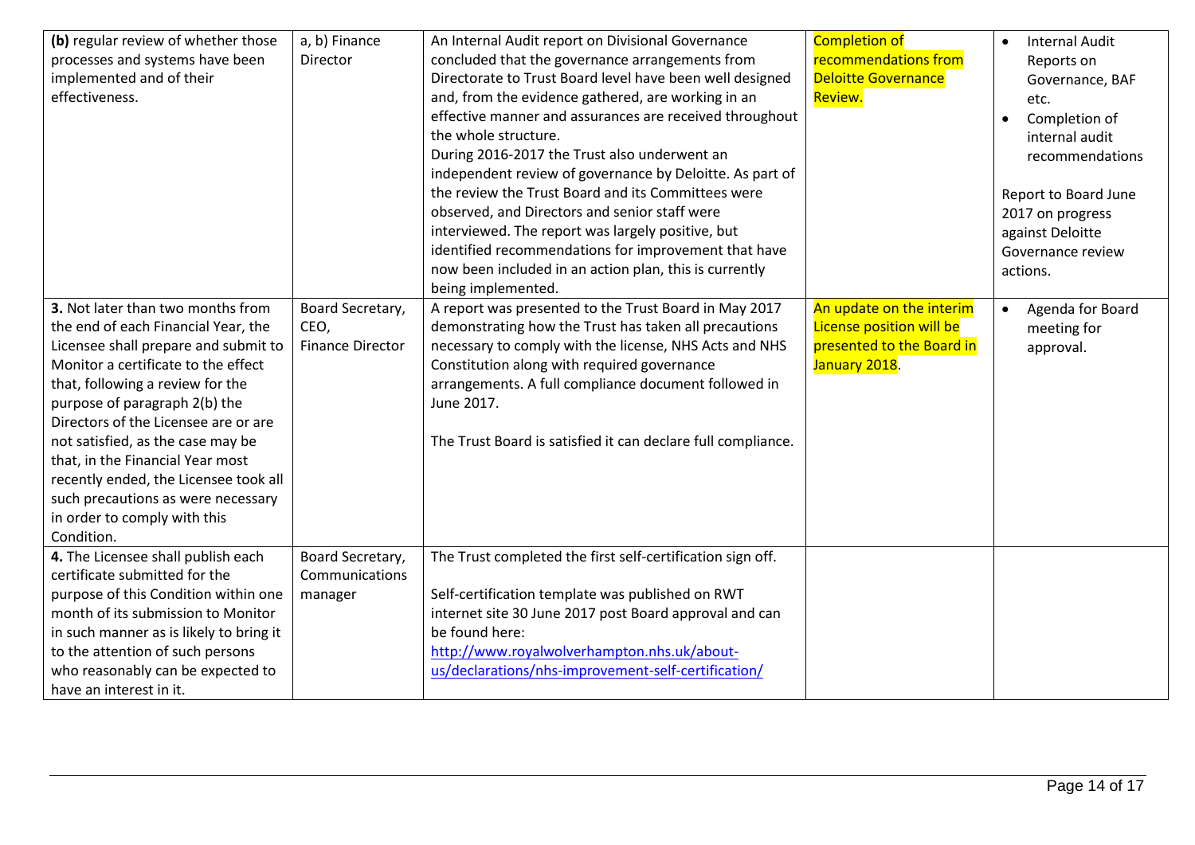| | | | | |
|---|---|---|---|---|
| **(b)** regular review of whether those processes and systems have been implemented and of their effectiveness. | a, b) Finance Director | An Internal Audit report on Divisional Governance concluded that the governance arrangements from Directorate to Trust Board level have been well designed and, from the evidence gathered, are working in an effective manner and assurances are received throughout the whole structure.<br>During 2016-2017 the Trust also underwent an independent review of governance by Deloitte. As part of the review the Trust Board and its Committees were observed, and Directors and senior staff were interviewed. The report was largely positive, but identified recommendations for improvement that have now been included in an action plan, this is currently being implemented. | Completion of recommendations from Deloitte Governance Review. | • Internal Audit Reports on Governance, BAF etc.<br>• Completion of internal audit recommendations<br><br>Report to Board June 2017 on progress against Deloitte Governance review actions. |
| **3.** Not later than two months from the end of each Financial Year, the Licensee shall prepare and submit to Monitor a certificate to the effect that, following a review for the purpose of paragraph 2(b) the Directors of the Licensee are or are not satisfied, as the case may be that, in the Financial Year most recently ended, the Licensee took all such precautions as were necessary in order to comply with this Condition. | Board Secretary, CEO, Finance Director | A report was presented to the Trust Board in May 2017 demonstrating how the Trust has taken all precautions necessary to comply with the license, NHS Acts and NHS Constitution along with required governance arrangements. A full compliance document followed in June 2017.<br><br>The Trust Board is satisfied it can declare full compliance. | An update on the interim License position will be presented to the Board in January 2018. | • Agenda for Board meeting for approval. |
| **4.** The Licensee shall publish each certificate submitted for the purpose of this Condition within one month of its submission to Monitor in such manner as is likely to bring it to the attention of such persons who reasonably can be expected to have an interest in it. | Board Secretary, Communications manager | The Trust completed the first self-certification sign off.<br><br>Self-certification template was published on RWT internet site 30 June 2017 post Board approval and can be found here:<br>http://www.royalwolverhampton.nhs.uk/about-us/declarations/nhs-improvement-self-certification/ | | |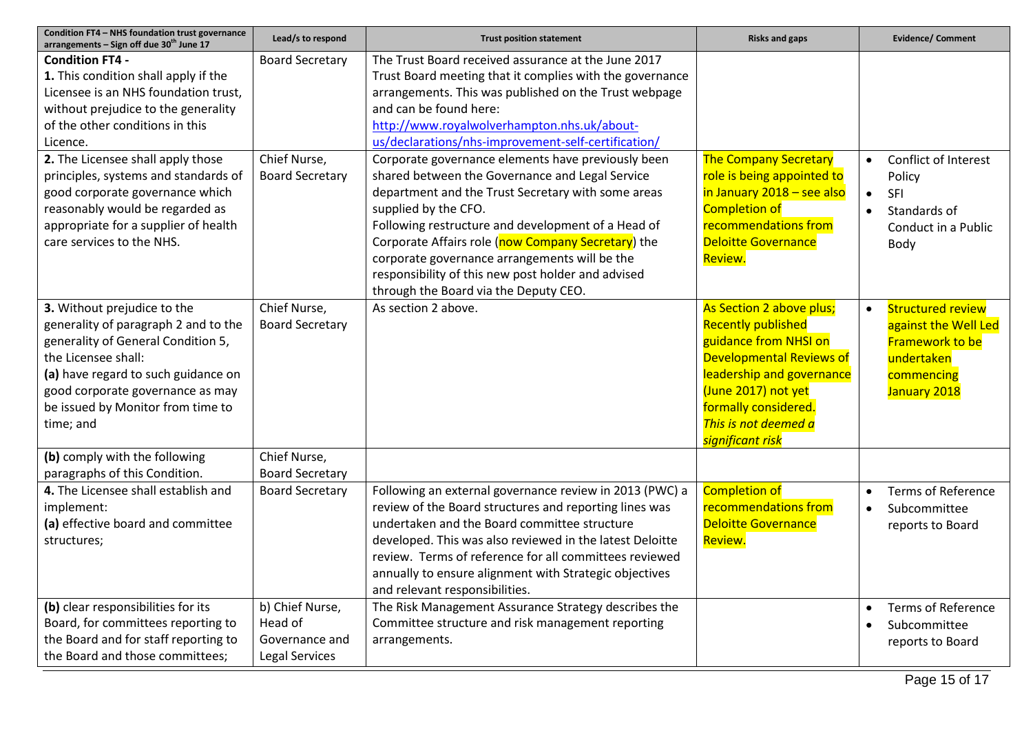| Condition FT4 – NHS foundation trust governance arrangements – Sign off due 30th June 17 | Lead/s to respond | Trust position statement | Risks and gaps | Evidence/ Comment |
|---|---|---|---|---|
| **Condition FT4 -** **1.** This condition shall apply if the Licensee is an NHS foundation trust, without prejudice to the generality of the other conditions in this Licence. | Board Secretary | The Trust Board received assurance at the June 2017 Trust Board meeting that it complies with the governance arrangements. This was published on the Trust webpage and can be found here: [http://www.royalwolverhampton.nhs.uk/about-us/declarations/nhs-improvement-self-certification/](http://www.royalwolverhampton.nhs.uk/about-us/declarations/nhs-improvement-self-certification/) | | |
| **2.** The Licensee shall apply those principles, systems and standards of good corporate governance which reasonably would be regarded as appropriate for a supplier of health care services to the NHS. | Chief Nurse, Board Secretary | Corporate governance elements have previously been shared between the Governance and Legal Service department and the Trust Secretary with some areas supplied by the CFO. Following restructure and development of a Head of Corporate Affairs role (now Company Secretary) the corporate governance arrangements will be the responsibility of this new post holder and advised through the Board via the Deputy CEO. | The Company Secretary role is being appointed to in January 2018 – see also Completion of recommendations from Deloitte Governance Review. | • Conflict of Interest Policy • SFI • Standards of Conduct in a Public Body |
| **3.** Without prejudice to the generality of paragraph 2 and to the generality of General Condition 5, the Licensee shall: **(a)** have regard to such guidance on good corporate governance as may be issued by Monitor from time to time; and | Chief Nurse, Board Secretary | As section 2 above. | As Section 2 above plus; Recently published guidance from NHSI on Developmental Reviews of leadership and governance (June 2017) not yet formally considered. *This is not deemed a significant risk* | • Structured review against the Well Led Framework to be undertaken commencing January 2018 |
| **(b)** comply with the following paragraphs of this Condition. | Chief Nurse, Board Secretary | | | |
| **4.** The Licensee shall establish and implement: **(a)** effective board and committee structures; | Board Secretary | Following an external governance review in 2013 (PWC) a review of the Board structures and reporting lines was undertaken and the Board committee structure developed. This was also reviewed in the latest Deloitte review. Terms of reference for all committees reviewed annually to ensure alignment with Strategic objectives and relevant responsibilities. | Completion of recommendations from Deloitte Governance Review. | • Terms of Reference • Subcommittee reports to Board |
| **(b)** clear responsibilities for its Board, for committees reporting to the Board and for staff reporting to the Board and those committees; | b) Chief Nurse, Head of Governance and Legal Services | The Risk Management Assurance Strategy describes the Committee structure and risk management reporting arrangements. | | • Terms of Reference • Subcommittee reports to Board |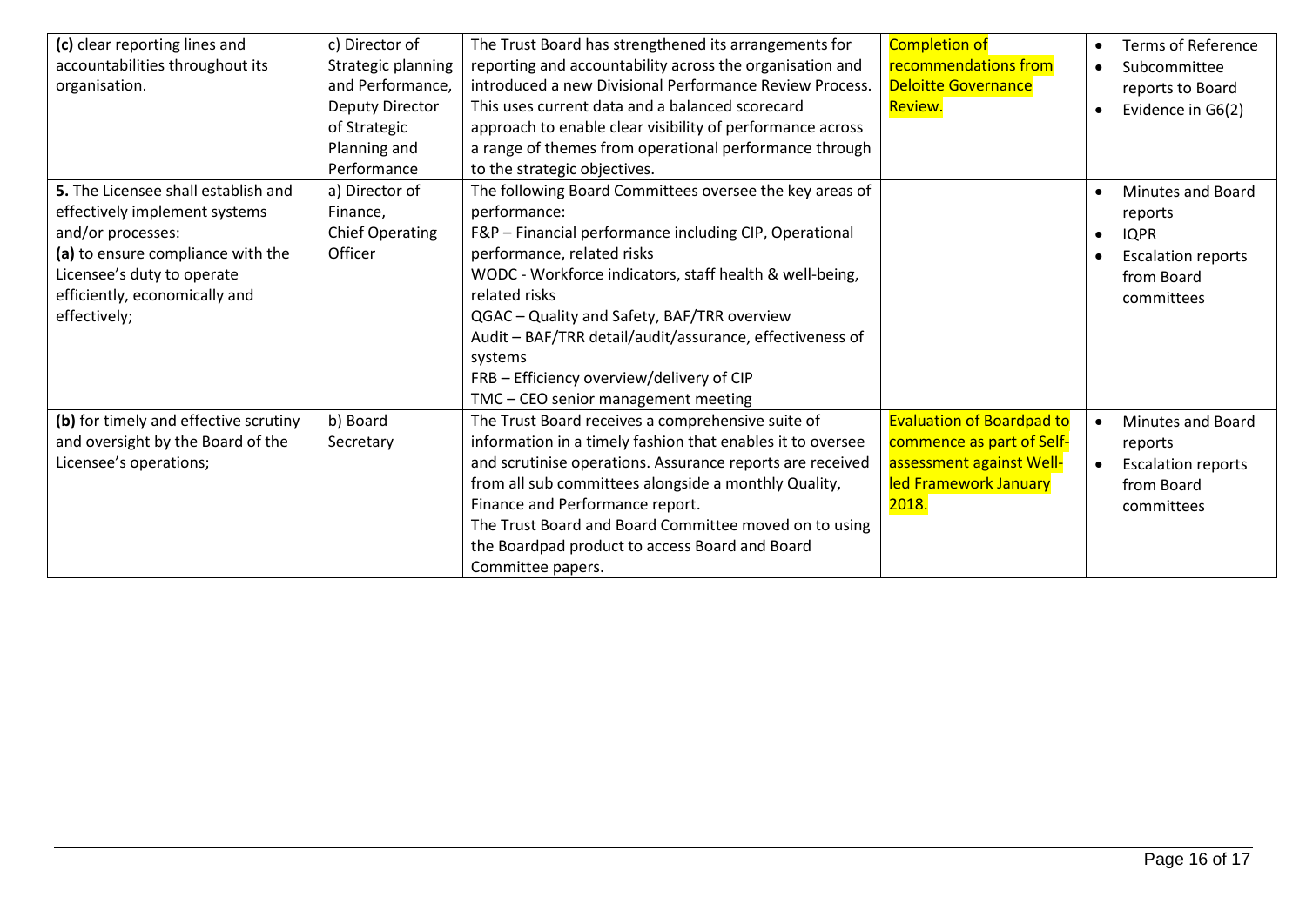| | | | | |
|---|---|---|---|---|
| **(c)** clear reporting lines and accountabilities throughout its organisation. | c) Director of Strategic planning and Performance, Deputy Director of Strategic Planning and Performance | The Trust Board has strengthened its arrangements for reporting and accountability across the organisation and introduced a new Divisional Performance Review Process. This uses current data and a balanced scorecard approach to enable clear visibility of performance across a range of themes from operational performance through to the strategic objectives. | Completion of recommendations from Deloitte Governance Review. | • Terms of Reference<br>• Subcommittee reports to Board<br>• Evidence in G6(2) |
| **5.** The Licensee shall establish and effectively implement systems and/or processes:<br>**(a)** to ensure compliance with the Licensee's duty to operate efficiently, economically and effectively; | a) Director of Finance, Chief Operating Officer | The following Board Committees oversee the key areas of performance:<br>F&P – Financial performance including CIP, Operational performance, related risks<br>WODC - Workforce indicators, staff health & well-being, related risks<br>QGAC – Quality and Safety, BAF/TRR overview<br>Audit – BAF/TRR detail/audit/assurance, effectiveness of systems<br>FRB – Efficiency overview/delivery of CIP<br>TMC – CEO senior management meeting | | • Minutes and Board reports<br>• IQPR<br>• Escalation reports from Board committees |
| **(b)** for timely and effective scrutiny and oversight by the Board of the Licensee's operations; | b) Board Secretary | The Trust Board receives a comprehensive suite of information in a timely fashion that enables it to oversee and scrutinise operations. Assurance reports are received from all sub committees alongside a monthly Quality, Finance and Performance report.<br>The Trust Board and Board Committee moved on to using the Boardpad product to access Board and Board Committee papers. | Evaluation of Boardpad to commence as part of Self-assessment against Well-led Framework January 2018. | • Minutes and Board reports<br>• Escalation reports from Board committees |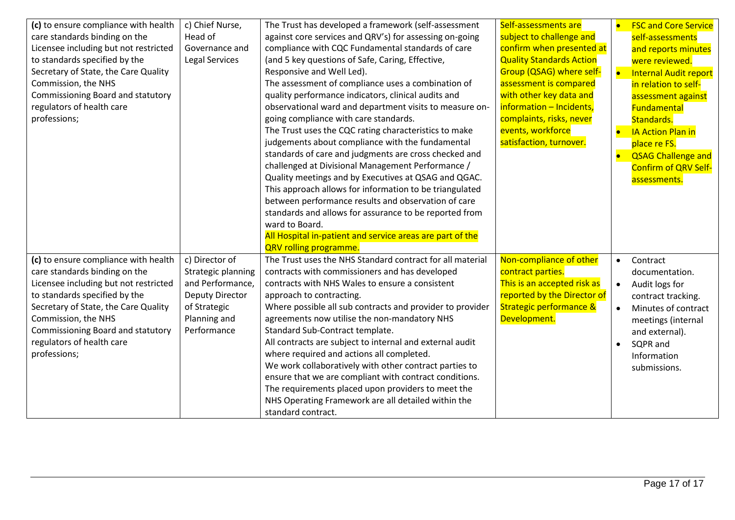| | | | | |
|---|---|---|---|---|
| **(c)** to ensure compliance with health care standards binding on the Licensee including but not restricted to standards specified by the Secretary of State, the Care Quality Commission, the NHS Commissioning Board and statutory regulators of health care professions; | c) Chief Nurse, Head of Governance and Legal Services | The Trust has developed a framework (self-assessment against core services and QRV's) for assessing on-going compliance with CQC Fundamental standards of care (and 5 key questions of Safe, Caring, Effective, Responsive and Well Led).<br>The assessment of compliance uses a combination of quality performance indicators, clinical audits and observational ward and department visits to measure on-going compliance with care standards.<br>The Trust uses the CQC rating characteristics to make judgements about compliance with the fundamental standards of care and judgments are cross checked and challenged at Divisional Management Performance / Quality meetings and by Executives at QSAG and QGAC. This approach allows for information to be triangulated between performance results and observation of care standards and allows for assurance to be reported from ward to Board.<br>All Hospital in-patient and service areas are part of the QRV rolling programme. | Self-assessments are subject to challenge and confirm when presented at Quality Standards Action Group (QSAG) where self-assessment is compared with other key data and information – Incidents, complaints, risks, never events, workforce satisfaction, turnover. | • FSC and Core Service self-assessments and reports minutes were reviewed.<br>• Internal Audit report in relation to self-assessment against Fundamental Standards.<br>• IA Action Plan in place re FS.<br>• QSAG Challenge and Confirm of QRV Self-assessments. |
| **(c)** to ensure compliance with health care standards binding on the Licensee including but not restricted to standards specified by the Secretary of State, the Care Quality Commission, the NHS Commissioning Board and statutory regulators of health care professions; | c) Director of Strategic planning and Performance, Deputy Director of Strategic Planning and Performance | The Trust uses the NHS Standard contract for all material contracts with commissioners and has developed contracts with NHS Wales to ensure a consistent approach to contracting.<br>Where possible all sub contracts and provider to provider agreements now utilise the non-mandatory NHS Standard Sub-Contract template.<br>All contracts are subject to internal and external audit where required and actions all completed.<br>We work collaboratively with other contract parties to ensure that we are compliant with contract conditions.<br>The requirements placed upon providers to meet the NHS Operating Framework are all detailed within the standard contract. | Non-compliance of other contract parties.<br>This is an accepted risk as reported by the Director of Strategic performance & Development. | • Contract documentation.<br>• Audit logs for contract tracking.<br>• Minutes of contract meetings (internal and external).<br>• SQPR and Information submissions. |